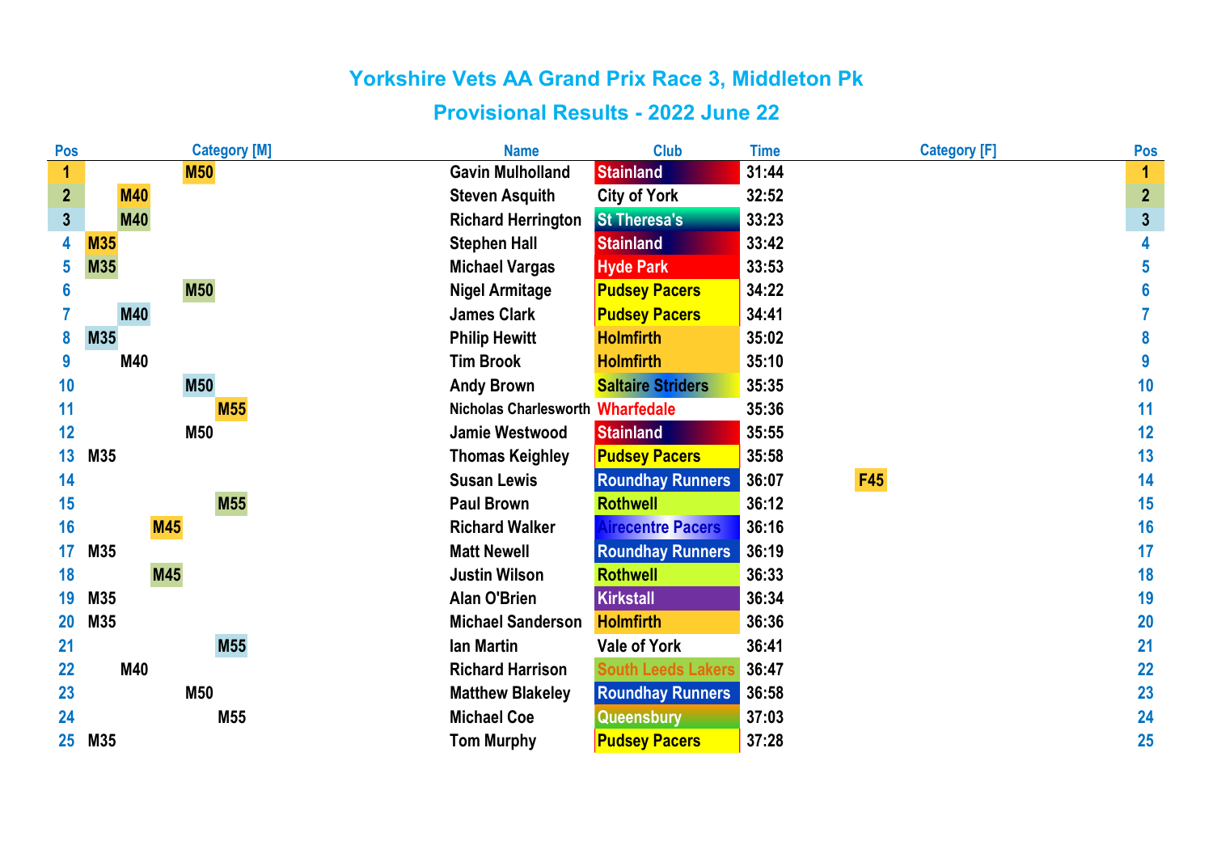# Yorkshire Vets AA Grand Prix Race 3, Middleton Pk

## Provisional Results - 2022 June 22

| Pos | Category [M] | | | | | Name | Club | Time | Category [F] | Pos |
|---|---|---|---|---|---|---|---|---|---|---|
| 1 | | | | M50 | | Gavin Mulholland | Stainland | 31:44 | | 1 |
| 2 | | M40 | | | | Steven Asquith | City of York | 32:52 | | 2 |
| 3 | | M40 | | | | Richard Herrington | St Theresa's | 33:23 | | 3 |
| 4 | M35 | | | | | Stephen Hall | Stainland | 33:42 | | 4 |
| 5 | M35 | | | | | Michael Vargas | Hyde Park | 33:53 | | 5 |
| 6 | | | | M50 | | Nigel Armitage | Pudsey Pacers | 34:22 | | 6 |
| 7 | | M40 | | | | James Clark | Pudsey Pacers | 34:41 | | 7 |
| 8 | M35 | | | | | Philip Hewitt | Holmfirth | 35:02 | | 8 |
| 9 | | M40 | | | | Tim Brook | Holmfirth | 35:10 | | 9 |
| 10 | | | | M50 | | Andy Brown | Saltaire Striders | 35:35 | | 10 |
| 11 | | | | | M55 | Nicholas Charlesworth | Wharfedale | 35:36 | | 11 |
| 12 | | | | M50 | | Jamie Westwood | Stainland | 35:55 | | 12 |
| 13 | M35 | | | | | Thomas Keighley | Pudsey Pacers | 35:58 | | 13 |
| 14 | | | | | | Susan Lewis | Roundhay Runners | 36:07 | F45 | 14 |
| 15 | | | | | M55 | Paul Brown | Rothwell | 36:12 | | 15 |
| 16 | | | M45 | | | Richard Walker | Airecentre Pacers | 36:16 | | 16 |
| 17 | M35 | | | | | Matt Newell | Roundhay Runners | 36:19 | | 17 |
| 18 | | | M45 | | | Justin Wilson | Rothwell | 36:33 | | 18 |
| 19 | M35 | | | | | Alan O'Brien | Kirkstall | 36:34 | | 19 |
| 20 | M35 | | | | | Michael Sanderson | Holmfirth | 36:36 | | 20 |
| 21 | | | | | M55 | Ian Martin | Vale of York | 36:41 | | 21 |
| 22 | | M40 | | | | Richard Harrison | South Leeds Lakers | 36:47 | | 22 |
| 23 | | | | M50 | | Matthew Blakeley | Roundhay Runners | 36:58 | | 23 |
| 24 | | | | | M55 | Michael Coe | Queensbury | 37:03 | | 24 |
| 25 | M35 | | | | | Tom Murphy | Pudsey Pacers | 37:28 | | 25 |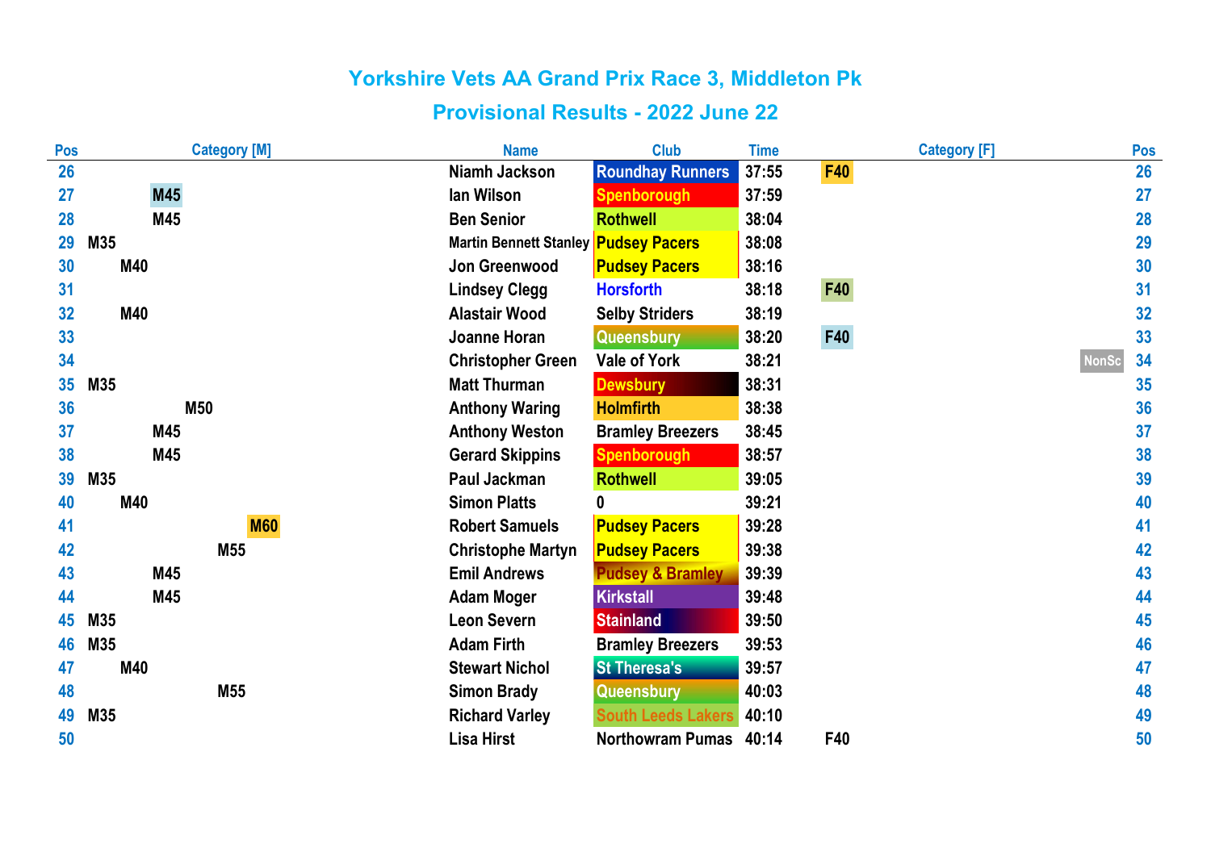# Yorkshire Vets AA Grand Prix Race 3, Middleton Pk

## Provisional Results - 2022 June 22

| Pos | Category [M] | Name | Club | Time | Category [F] | | Pos |
|---|---|---|---|---|---|---|---|
| 26 | | Niamh Jackson | Roundhay Runners | 37:55 | F40 | | 26 |
| 27 | M45 | Ian Wilson | Spenborough | 37:59 | | | 27 |
| 28 | M45 | Ben Senior | Rothwell | 38:04 | | | 28 |
| 29 | M35 | Martin Bennett Stanley | Pudsey Pacers | 38:08 | | | 29 |
| 30 | M40 | Jon Greenwood | Pudsey Pacers | 38:16 | | | 30 |
| 31 | | Lindsey Clegg | Horsforth | 38:18 | F40 | | 31 |
| 32 | M40 | Alastair Wood | Selby Striders | 38:19 | | | 32 |
| 33 | | Joanne Horan | Queensbury | 38:20 | F40 | | 33 |
| 34 | | Christopher Green | Vale of York | 38:21 | | NonSc | 34 |
| 35 | M35 | Matt Thurman | Dewsbury | 38:31 | | | 35 |
| 36 | M50 | Anthony Waring | Holmfirth | 38:38 | | | 36 |
| 37 | M45 | Anthony Weston | Bramley Breezers | 38:45 | | | 37 |
| 38 | M45 | Gerard Skippins | Spenborough | 38:57 | | | 38 |
| 39 | M35 | Paul Jackman | Rothwell | 39:05 | | | 39 |
| 40 | M40 | Simon Platts | 0 | 39:21 | | | 40 |
| 41 | M60 | Robert Samuels | Pudsey Pacers | 39:28 | | | 41 |
| 42 | M55 | Christophe Martyn | Pudsey Pacers | 39:38 | | | 42 |
| 43 | M45 | Emil Andrews | Pudsey & Bramley | 39:39 | | | 43 |
| 44 | M45 | Adam Moger | Kirkstall | 39:48 | | | 44 |
| 45 | M35 | Leon Severn | Stainland | 39:50 | | | 45 |
| 46 | M35 | Adam Firth | Bramley Breezers | 39:53 | | | 46 |
| 47 | M40 | Stewart Nichol | St Theresa's | 39:57 | | | 47 |
| 48 | M55 | Simon Brady | Queensbury | 40:03 | | | 48 |
| 49 | M35 | Richard Varley | South Leeds Lakers | 40:10 | | | 49 |
| 50 | | Lisa Hirst | Northowram Pumas | 40:14 | F40 | | 50 |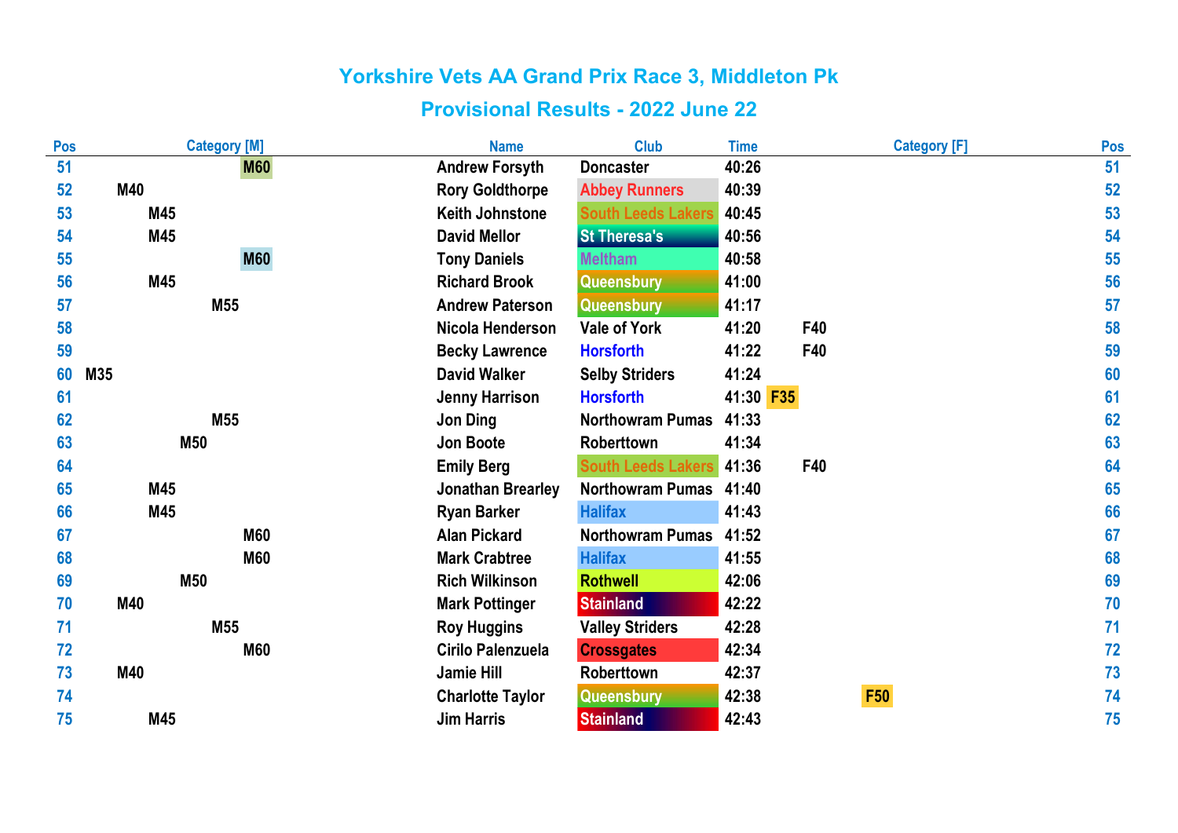# Yorkshire Vets AA Grand Prix Race 3, Middleton Pk

## Provisional Results - 2022 June 22

| Pos | Category [M] | Name | Club | Time | Category [F] | Pos |
|---|---|---|---|---|---|---|
| 51 | M60 | Andrew Forsyth | Doncaster | 40:26 | | 51 |
| 52 | M40 | Rory Goldthorpe | Abbey Runners | 40:39 | | 52 |
| 53 | M45 | Keith Johnstone | South Leeds Lakers | 40:45 | | 53 |
| 54 | M45 | David Mellor | St Theresa's | 40:56 | | 54 |
| 55 | M60 | Tony Daniels | Meltham | 40:58 | | 55 |
| 56 | M45 | Richard Brook | Queensbury | 41:00 | | 56 |
| 57 | M55 | Andrew Paterson | Queensbury | 41:17 | | 57 |
| 58 | | Nicola Henderson | Vale of York | 41:20 | F40 | 58 |
| 59 | | Becky Lawrence | Horsforth | 41:22 | F40 | 59 |
| 60 | M35 | David Walker | Selby Striders | 41:24 | | 60 |
| 61 | | Jenny Harrison | Horsforth | 41:30 | F35 | 61 |
| 62 | M55 | Jon Ding | Northowram Pumas | 41:33 | | 62 |
| 63 | M50 | Jon Boote | Roberttown | 41:34 | | 63 |
| 64 | | Emily Berg | South Leeds Lakers | 41:36 | F40 | 64 |
| 65 | M45 | Jonathan Brearley | Northowram Pumas | 41:40 | | 65 |
| 66 | M45 | Ryan Barker | Halifax | 41:43 | | 66 |
| 67 | M60 | Alan Pickard | Northowram Pumas | 41:52 | | 67 |
| 68 | M60 | Mark Crabtree | Halifax | 41:55 | | 68 |
| 69 | M50 | Rich Wilkinson | Rothwell | 42:06 | | 69 |
| 70 | M40 | Mark Pottinger | Stainland | 42:22 | | 70 |
| 71 | M55 | Roy Huggins | Valley Striders | 42:28 | | 71 |
| 72 | M60 | Cirilo Palenzuela | Crossgates | 42:34 | | 72 |
| 73 | M40 | Jamie Hill | Roberttown | 42:37 | | 73 |
| 74 | | Charlotte Taylor | Queensbury | 42:38 | F50 | 74 |
| 75 | M45 | Jim Harris | Stainland | 42:43 | | 75 |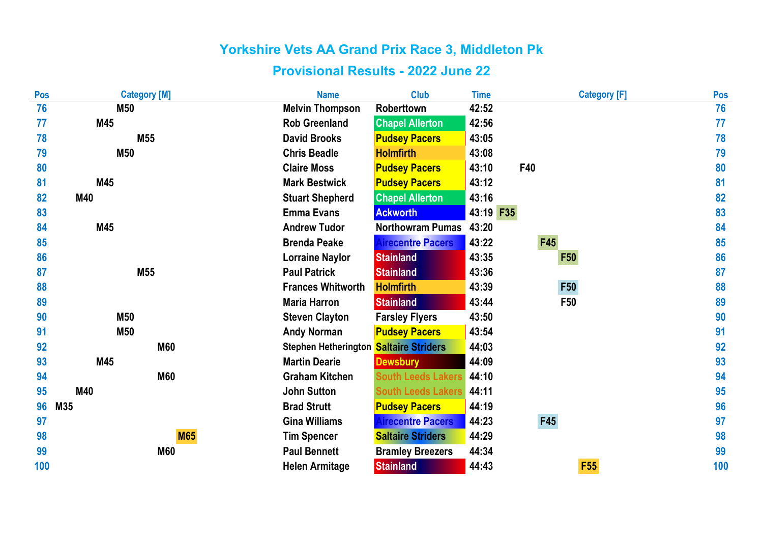# Yorkshire Vets AA Grand Prix Race 3, Middleton Pk

## Provisional Results - 2022 June 22

| Pos | Category [M] | Name | Club | Time | Category [F] | Pos |
|---|---|---|---|---|---|---|
| 76 | M50 | Melvin Thompson | Roberttown | 42:52 | | 76 |
| 77 | M45 | Rob Greenland | Chapel Allerton | 42:56 | | 77 |
| 78 | M55 | David Brooks | Pudsey Pacers | 43:05 | | 78 |
| 79 | M50 | Chris Beadle | Holmfirth | 43:08 | | 79 |
| 80 | | Claire Moss | Pudsey Pacers | 43:10 | F40 | 80 |
| 81 | M45 | Mark Bestwick | Pudsey Pacers | 43:12 | | 81 |
| 82 | M40 | Stuart Shepherd | Chapel Allerton | 43:16 | | 82 |
| 83 | | Emma Evans | Ackworth | 43:19 | F35 | 83 |
| 84 | M45 | Andrew Tudor | Northowram Pumas | 43:20 | | 84 |
| 85 | | Brenda Peake | Airecentre Pacers | 43:22 | F45 | 85 |
| 86 | | Lorraine Naylor | Stainland | 43:35 | F50 | 86 |
| 87 | M55 | Paul Patrick | Stainland | 43:36 | | 87 |
| 88 | | Frances Whitworth | Holmfirth | 43:39 | F50 | 88 |
| 89 | | Maria Harron | Stainland | 43:44 | F50 | 89 |
| 90 | M50 | Steven Clayton | Farsley Flyers | 43:50 | | 90 |
| 91 | M50 | Andy Norman | Pudsey Pacers | 43:54 | | 91 |
| 92 | M60 | Stephen Hetherington | Saltaire Striders | 44:03 | | 92 |
| 93 | M45 | Martin Dearie | Dewsbury | 44:09 | | 93 |
| 94 | M60 | Graham Kitchen | South Leeds Lakers | 44:10 | | 94 |
| 95 | M40 | John Sutton | South Leeds Lakers | 44:11 | | 95 |
| 96 | M35 | Brad Strutt | Pudsey Pacers | 44:19 | | 96 |
| 97 | | Gina Williams | Airecentre Pacers | 44:23 | F45 | 97 |
| 98 | M65 | Tim Spencer | Saltaire Striders | 44:29 | | 98 |
| 99 | M60 | Paul Bennett | Bramley Breezers | 44:34 | | 99 |
| 100 | | Helen Armitage | Stainland | 44:43 | F55 | 100 |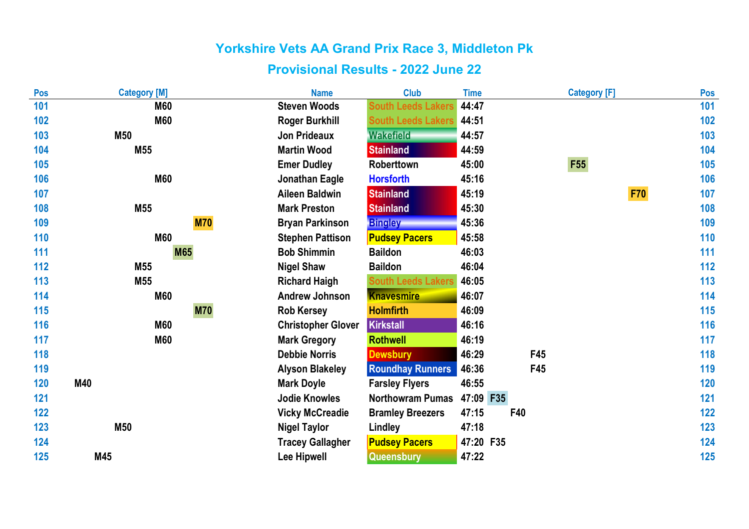# Yorkshire Vets AA Grand Prix Race 3, Middleton Pk

## Provisional Results - 2022 June 22

| Pos | Category [M] | Name | Club | Time | Category [F] | Pos |
|---|---|---|---|---|---|---|
| 101 | M60 | Steven Woods | South Leeds Lakers | 44:47 | | 101 |
| 102 | M60 | Roger Burkhill | South Leeds Lakers | 44:51 | | 102 |
| 103 | M50 | Jon Prideaux | Wakefield | 44:57 | | 103 |
| 104 | M55 | Martin Wood | Stainland | 44:59 | | 104 |
| 105 | | Emer Dudley | Roberttown | 45:00 | F55 | 105 |
| 106 | M60 | Jonathan Eagle | Horsforth | 45:16 | | 106 |
| 107 | | Aileen Baldwin | Stainland | 45:19 | F70 | 107 |
| 108 | M55 | Mark Preston | Stainland | 45:30 | | 108 |
| 109 | M70 | Bryan Parkinson | Bingley | 45:36 | | 109 |
| 110 | M60 | Stephen Pattison | Pudsey Pacers | 45:58 | | 110 |
| 111 | M65 | Bob Shimmin | Baildon | 46:03 | | 111 |
| 112 | M55 | Nigel Shaw | Baildon | 46:04 | | 112 |
| 113 | M55 | Richard Haigh | South Leeds Lakers | 46:05 | | 113 |
| 114 | M60 | Andrew Johnson | Knavesmire | 46:07 | | 114 |
| 115 | M70 | Rob Kersey | Holmfirth | 46:09 | | 115 |
| 116 | M60 | Christopher Glover | Kirkstall | 46:16 | | 116 |
| 117 | M60 | Mark Gregory | Rothwell | 46:19 | | 117 |
| 118 | | Debbie Norris | Dewsbury | 46:29 | F45 | 118 |
| 119 | | Alyson Blakeley | Roundhay Runners | 46:36 | F45 | 119 |
| 120 | M40 | Mark Doyle | Farsley Flyers | 46:55 | | 120 |
| 121 | | Jodie Knowles | Northowram Pumas | 47:09 | F35 | 121 |
| 122 | | Vicky McCreadie | Bramley Breezers | 47:15 | F40 | 122 |
| 123 | M50 | Nigel Taylor | Lindley | 47:18 | | 123 |
| 124 | | Tracey Gallagher | Pudsey Pacers | 47:20 | F35 | 124 |
| 125 | M45 | Lee Hipwell | Queensbury | 47:22 | | 125 |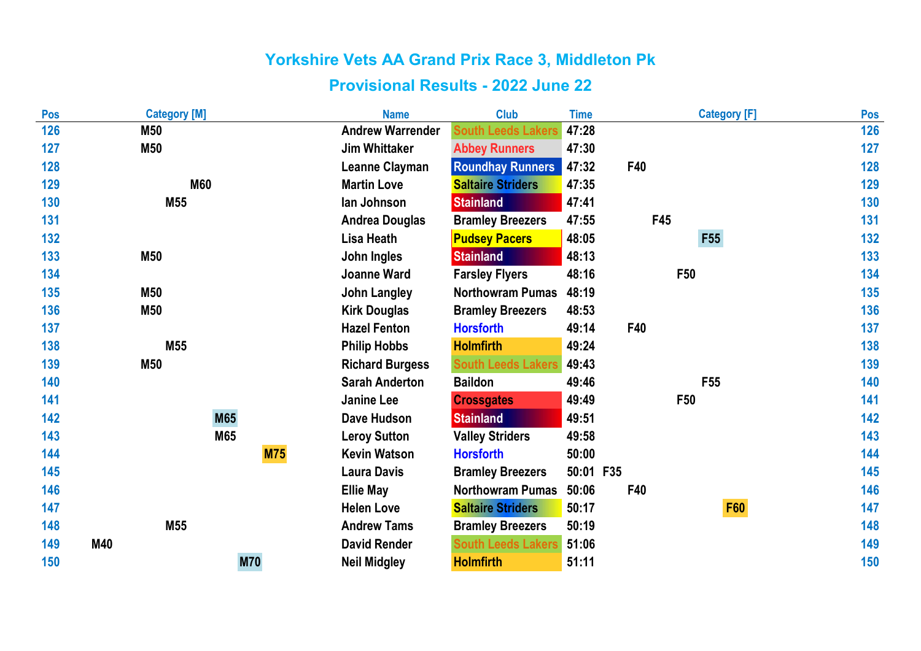# Yorkshire Vets AA Grand Prix Race 3, Middleton Pk

## Provisional Results - 2022 June 22

| Pos | Category [M] | Name | Club | Time | Category [F] | Pos |
|---|---|---|---|---|---|---|
| 126 | M50 | Andrew Warrender | South Leeds Lakers | 47:28 | | 126 |
| 127 | M50 | Jim Whittaker | Abbey Runners | 47:30 | | 127 |
| 128 | | Leanne Clayman | Roundhay Runners | 47:32 | F40 | 128 |
| 129 | M60 | Martin Love | Saltaire Striders | 47:35 | | 129 |
| 130 | M55 | Ian Johnson | Stainland | 47:41 | | 130 |
| 131 | | Andrea Douglas | Bramley Breezers | 47:55 | F45 | 131 |
| 132 | | Lisa Heath | Pudsey Pacers | 48:05 | F55 | 132 |
| 133 | M50 | John Ingles | Stainland | 48:13 | | 133 |
| 134 | | Joanne Ward | Farsley Flyers | 48:16 | F50 | 134 |
| 135 | M50 | John Langley | Northowram Pumas | 48:19 | | 135 |
| 136 | M50 | Kirk Douglas | Bramley Breezers | 48:53 | | 136 |
| 137 | | Hazel Fenton | Horsforth | 49:14 | F40 | 137 |
| 138 | M55 | Philip Hobbs | Holmfirth | 49:24 | | 138 |
| 139 | M50 | Richard Burgess | South Leeds Lakers | 49:43 | | 139 |
| 140 | | Sarah Anderton | Baildon | 49:46 | F55 | 140 |
| 141 | | Janine Lee | Crossgates | 49:49 | F50 | 141 |
| 142 | M65 | Dave Hudson | Stainland | 49:51 | | 142 |
| 143 | M65 | Leroy Sutton | Valley Striders | 49:58 | | 143 |
| 144 | M75 | Kevin Watson | Horsforth | 50:00 | | 144 |
| 145 | | Laura Davis | Bramley Breezers | 50:01 | F35 | 145 |
| 146 | | Ellie May | Northowram Pumas | 50:06 | F40 | 146 |
| 147 | | Helen Love | Saltaire Striders | 50:17 | F60 | 147 |
| 148 | M55 | Andrew Tams | Bramley Breezers | 50:19 | | 148 |
| 149 | M40 | David Render | South Leeds Lakers | 51:06 | | 149 |
| 150 | M70 | Neil Midgley | Holmfirth | 51:11 | | 150 |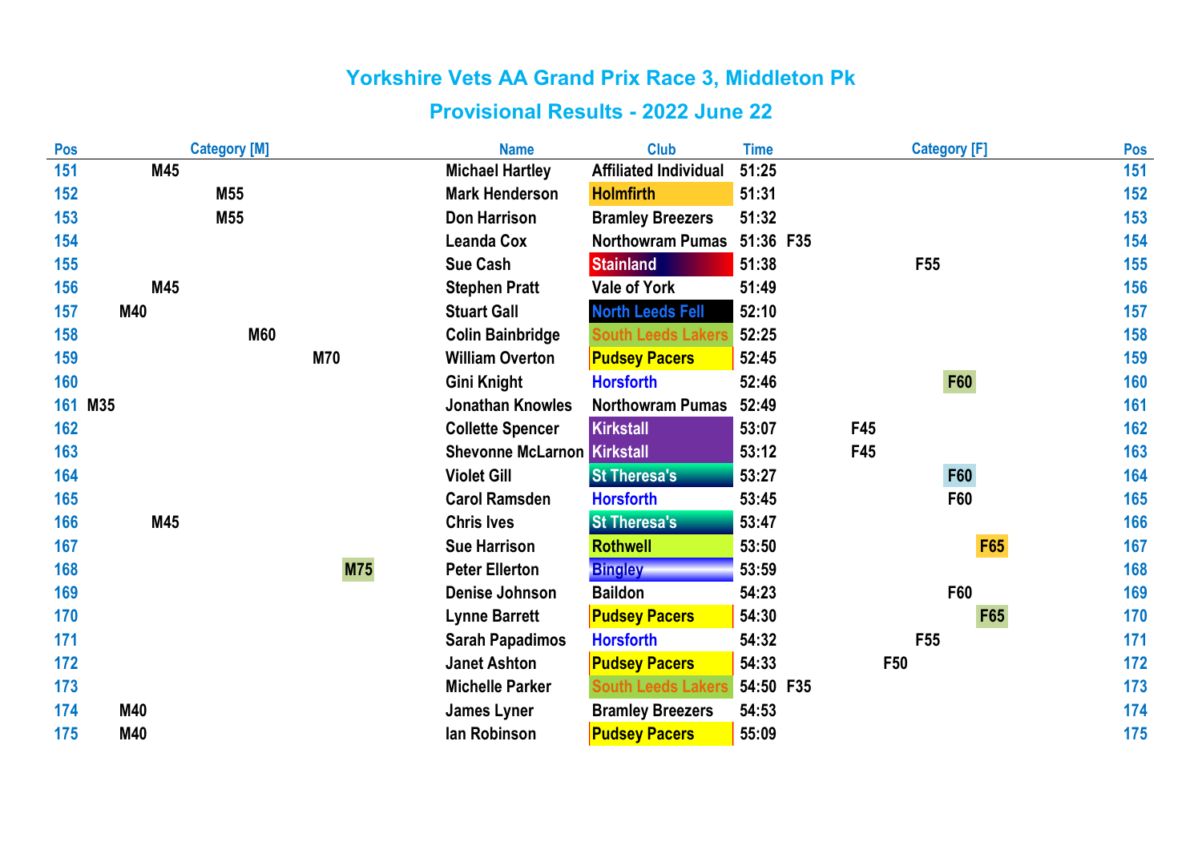# Yorkshire Vets AA Grand Prix Race 3, Middleton Pk

## Provisional Results - 2022 June 22

| Pos | Category [M] | Name | Club | Time | Category [F] | Pos |
|---|---|---|---|---|---|---|
| 151 | M45 | Michael Hartley | Affiliated Individual | 51:25 | | 151 |
| 152 | M55 | Mark Henderson | Holmfirth | 51:31 | | 152 |
| 153 | M55 | Don Harrison | Bramley Breezers | 51:32 | | 153 |
| 154 | | Leanda Cox | Northowram Pumas | 51:36 | F35 | 154 |
| 155 | | Sue Cash | Stainland | 51:38 | F55 | 155 |
| 156 | M45 | Stephen Pratt | Vale of York | 51:49 | | 156 |
| 157 | M40 | Stuart Gall | North Leeds Fell | 52:10 | | 157 |
| 158 | M60 | Colin Bainbridge | South Leeds Lakers | 52:25 | | 158 |
| 159 | M70 | William Overton | Pudsey Pacers | 52:45 | | 159 |
| 160 | | Gini Knight | Horsforth | 52:46 | F60 | 160 |
| 161 | M35 | Jonathan Knowles | Northowram Pumas | 52:49 | | 161 |
| 162 | | Collette Spencer | Kirkstall | 53:07 | F45 | 162 |
| 163 | | Shevonne McLarnon | Kirkstall | 53:12 | F45 | 163 |
| 164 | | Violet Gill | St Theresa's | 53:27 | F60 | 164 |
| 165 | | Carol Ramsden | Horsforth | 53:45 | F60 | 165 |
| 166 | M45 | Chris Ives | St Theresa's | 53:47 | | 166 |
| 167 | | Sue Harrison | Rothwell | 53:50 | F65 | 167 |
| 168 | M75 | Peter Ellerton | Bingley | 53:59 | | 168 |
| 169 | | Denise Johnson | Baildon | 54:23 | F60 | 169 |
| 170 | | Lynne Barrett | Pudsey Pacers | 54:30 | F65 | 170 |
| 171 | | Sarah Papadimos | Horsforth | 54:32 | F55 | 171 |
| 172 | | Janet Ashton | Pudsey Pacers | 54:33 | F50 | 172 |
| 173 | | Michelle Parker | South Leeds Lakers | 54:50 | F35 | 173 |
| 174 | M40 | James Lyner | Bramley Breezers | 54:53 | | 174 |
| 175 | M40 | Ian Robinson | Pudsey Pacers | 55:09 | | 175 |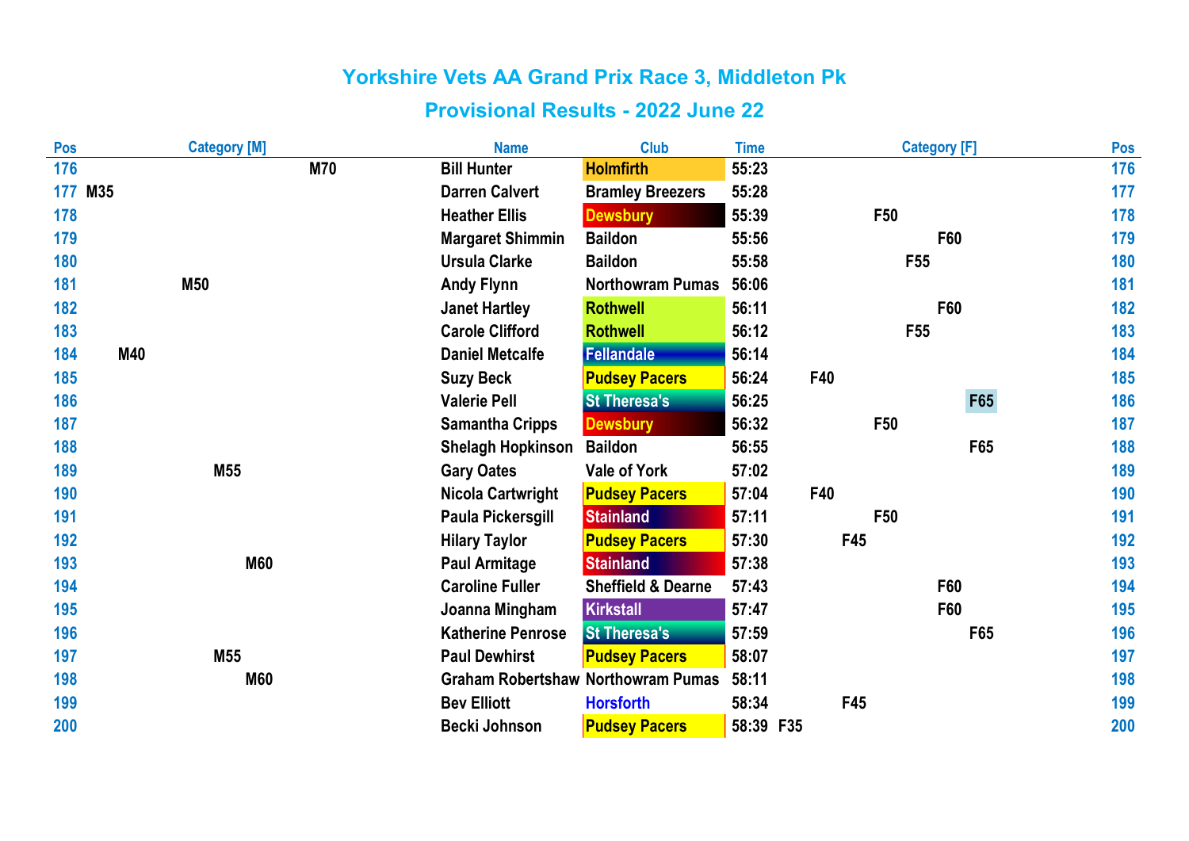# Yorkshire Vets AA Grand Prix Race 3, Middleton Pk

## Provisional Results - 2022 June 22

| Pos | Category [M] | Name | Club | Time | Category [F] | Pos |
|---|---|---|---|---|---|---|
| 176 | M70 | Bill Hunter | Holmfirth | 55:23 | | 176 |
| 177 | M35 | Darren Calvert | Bramley Breezers | 55:28 | | 177 |
| 178 | | Heather Ellis | Dewsbury | 55:39 | F50 | 178 |
| 179 | | Margaret Shimmin | Baildon | 55:56 | F60 | 179 |
| 180 | | Ursula Clarke | Baildon | 55:58 | F55 | 180 |
| 181 | M50 | Andy Flynn | Northowram Pumas | 56:06 | | 181 |
| 182 | | Janet Hartley | Rothwell | 56:11 | F60 | 182 |
| 183 | | Carole Clifford | Rothwell | 56:12 | F55 | 183 |
| 184 | M40 | Daniel Metcalfe | Fellandale | 56:14 | | 184 |
| 185 | | Suzy Beck | Pudsey Pacers | 56:24 | F40 | 185 |
| 186 | | Valerie Pell | St Theresa's | 56:25 | F65 | 186 |
| 187 | | Samantha Cripps | Dewsbury | 56:32 | F50 | 187 |
| 188 | | Shelagh Hopkinson | Baildon | 56:55 | F65 | 188 |
| 189 | M55 | Gary Oates | Vale of York | 57:02 | | 189 |
| 190 | | Nicola Cartwright | Pudsey Pacers | 57:04 | F40 | 190 |
| 191 | | Paula Pickersgill | Stainland | 57:11 | F50 | 191 |
| 192 | | Hilary Taylor | Pudsey Pacers | 57:30 | F45 | 192 |
| 193 | M60 | Paul Armitage | Stainland | 57:38 | | 193 |
| 194 | | Caroline Fuller | Sheffield & Dearne | 57:43 | F60 | 194 |
| 195 | | Joanna Mingham | Kirkstall | 57:47 | F60 | 195 |
| 196 | | Katherine Penrose | St Theresa's | 57:59 | F65 | 196 |
| 197 | M55 | Paul Dewhirst | Pudsey Pacers | 58:07 | | 197 |
| 198 | M60 | Graham Robertshaw | Northowram Pumas | 58:11 | | 198 |
| 199 | | Bev Elliott | Horsforth | 58:34 | F45 | 199 |
| 200 | | Becki Johnson | Pudsey Pacers | 58:39 | F35 | 200 |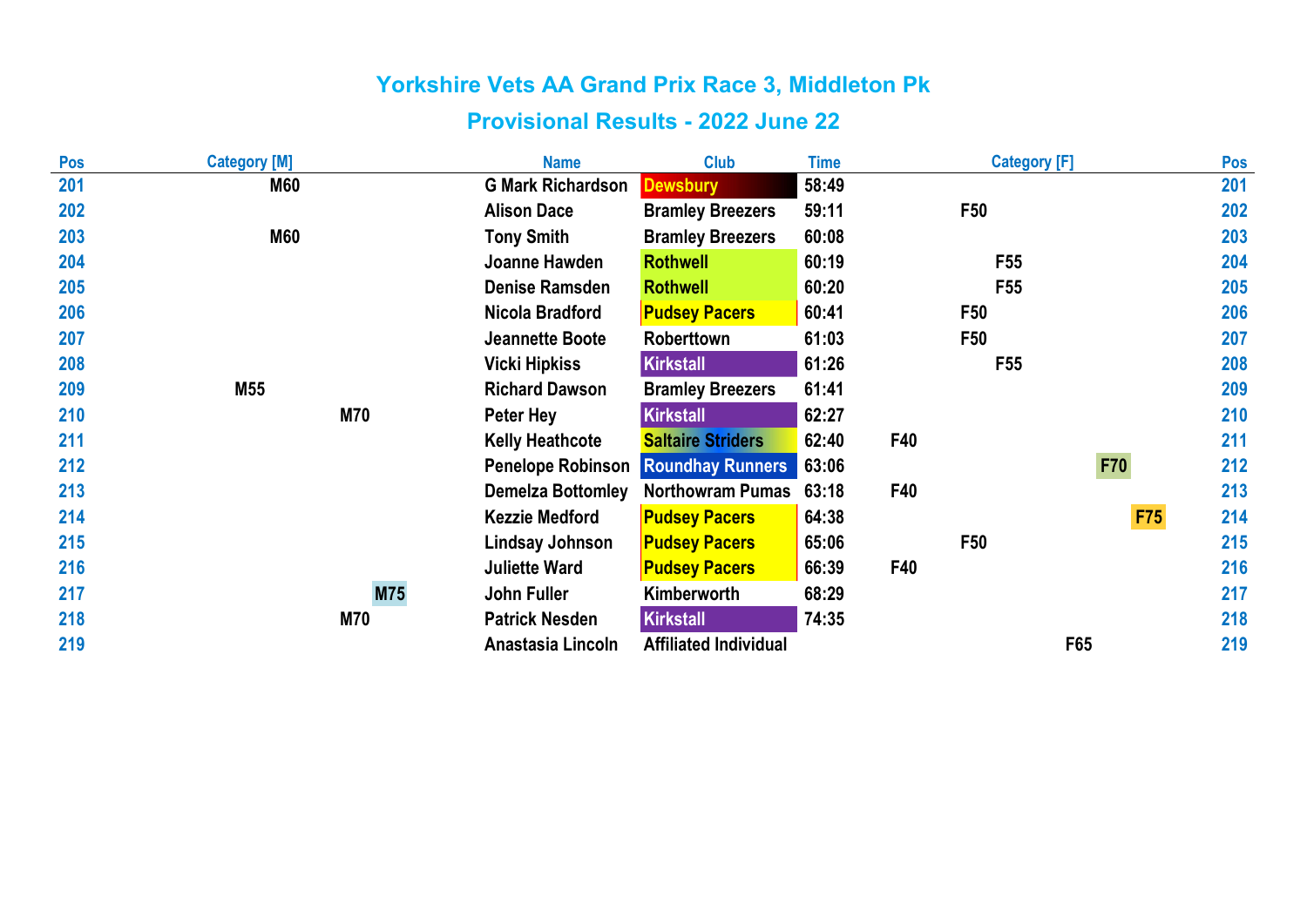# Yorkshire Vets AA Grand Prix Race 3, Middleton Pk

## Provisional Results - 2022 June 22

| Pos | Category [M] | Name | Club | Time | Category [F] | Pos |
|---|---|---|---|---|---|---|
| 201 | M60 | G Mark Richardson | Dewsbury | 58:49 | | 201 |
| 202 | | Alison Dace | Bramley Breezers | 59:11 | F50 | 202 |
| 203 | M60 | Tony Smith | Bramley Breezers | 60:08 | | 203 |
| 204 | | Joanne Hawden | Rothwell | 60:19 | F55 | 204 |
| 205 | | Denise Ramsden | Rothwell | 60:20 | F55 | 205 |
| 206 | | Nicola Bradford | Pudsey Pacers | 60:41 | F50 | 206 |
| 207 | | Jeannette Boote | Roberttown | 61:03 | F50 | 207 |
| 208 | | Vicki Hipkiss | Kirkstall | 61:26 | F55 | 208 |
| 209 | M55 | Richard Dawson | Bramley Breezers | 61:41 | | 209 |
| 210 | M70 | Peter Hey | Kirkstall | 62:27 | | 210 |
| 211 | | Kelly Heathcote | Saltaire Striders | 62:40 | F40 | 211 |
| 212 | | Penelope Robinson | Roundhay Runners | 63:06 | F70 | 212 |
| 213 | | Demelza Bottomley | Northowram Pumas | 63:18 | F40 | 213 |
| 214 | | Kezzie Medford | Pudsey Pacers | 64:38 | F75 | 214 |
| 215 | | Lindsay Johnson | Pudsey Pacers | 65:06 | F50 | 215 |
| 216 | | Juliette Ward | Pudsey Pacers | 66:39 | F40 | 216 |
| 217 | M75 | John Fuller | Kimberworth | 68:29 | | 217 |
| 218 | M70 | Patrick Nesden | Kirkstall | 74:35 | | 218 |
| 219 | | Anastasia Lincoln | Affiliated Individual | | F65 | 219 |